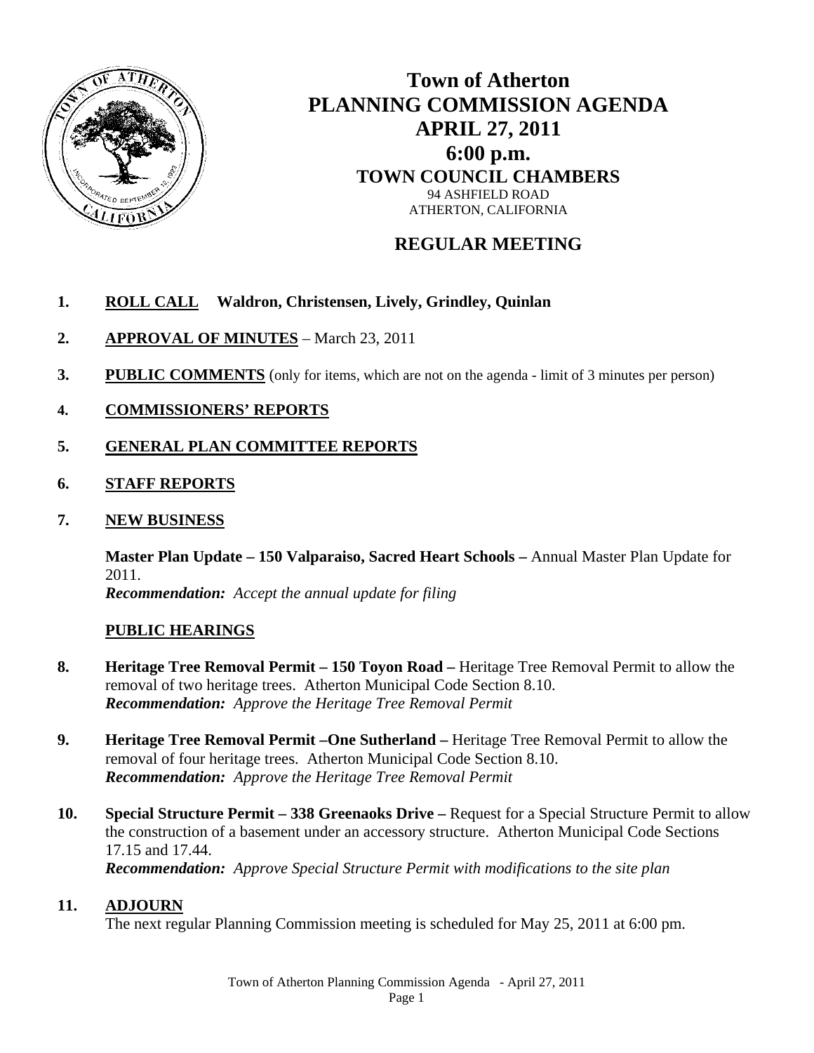# Town of Atherton
# PLANNING COMMISSION AGENDA
## APRIL 27, 2011
## 6:00 p.m.
### TOWN COUNCIL CHAMBERS
94 ASHFIELD ROAD
ATHERTON, CALIFORNIA

## REGULAR MEETING

1. **ROLL CALL** **Waldron, Christensen, Lively, Grindley, Quinlan**

2. **APPROVAL OF MINUTES** – March 23, 2011

3. **PUBLIC COMMENTS** (only for items, which are not on the agenda - limit of 3 minutes per person)

4. **COMMISSIONERS' REPORTS**

5. **GENERAL PLAN COMMITTEE REPORTS**

6. **STAFF REPORTS**

7. **NEW BUSINESS**

   **Master Plan Update – 150 Valparaiso, Sacred Heart Schools –** Annual Master Plan Update for 2011.
   ***Recommendation:*** *Accept the annual update for filing*

   **PUBLIC HEARINGS**

8. **Heritage Tree Removal Permit – 150 Toyon Road –** Heritage Tree Removal Permit to allow the removal of two heritage trees. Atherton Municipal Code Section 8.10.
   ***Recommendation:*** *Approve the Heritage Tree Removal Permit*

9. **Heritage Tree Removal Permit –One Sutherland –** Heritage Tree Removal Permit to allow the removal of four heritage trees. Atherton Municipal Code Section 8.10.
   ***Recommendation:*** *Approve the Heritage Tree Removal Permit*

10. **Special Structure Permit – 338 Greenaoks Drive –** Request for a Special Structure Permit to allow the construction of a basement under an accessory structure. Atherton Municipal Code Sections 17.15 and 17.44.
    ***Recommendation:*** *Approve Special Structure Permit with modifications to the site plan*

11. **ADJOURN**
    The next regular Planning Commission meeting is scheduled for May 25, 2011 at 6:00 pm.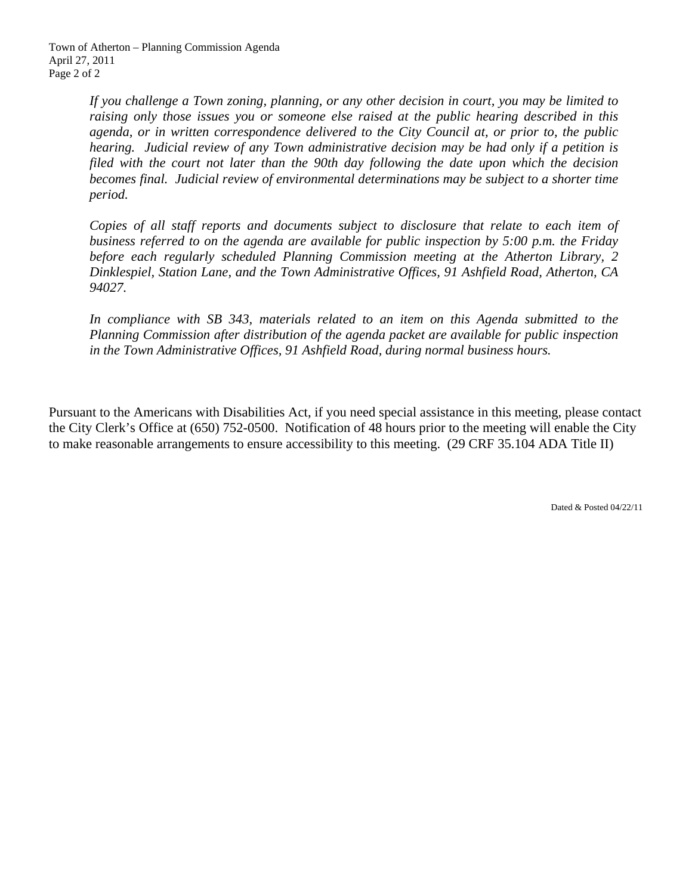*If you challenge a Town zoning, planning, or any other decision in court, you may be limited to raising only those issues you or someone else raised at the public hearing described in this agenda, or in written correspondence delivered to the City Council at, or prior to, the public hearing. Judicial review of any Town administrative decision may be had only if a petition is filed with the court not later than the 90th day following the date upon which the decision becomes final. Judicial review of environmental determinations may be subject to a shorter time period.*

*Copies of all staff reports and documents subject to disclosure that relate to each item of business referred to on the agenda are available for public inspection by 5:00 p.m. the Friday before each regularly scheduled Planning Commission meeting at the Atherton Library, 2 Dinklespiel, Station Lane, and the Town Administrative Offices, 91 Ashfield Road, Atherton, CA 94027.*

*In compliance with SB 343, materials related to an item on this Agenda submitted to the Planning Commission after distribution of the agenda packet are available for public inspection in the Town Administrative Offices, 91 Ashfield Road, during normal business hours.*

Pursuant to the Americans with Disabilities Act, if you need special assistance in this meeting, please contact the City Clerk's Office at (650) 752-0500. Notification of 48 hours prior to the meeting will enable the City to make reasonable arrangements to ensure accessibility to this meeting. (29 CRF 35.104 ADA Title II)

Dated & Posted 04/22/11